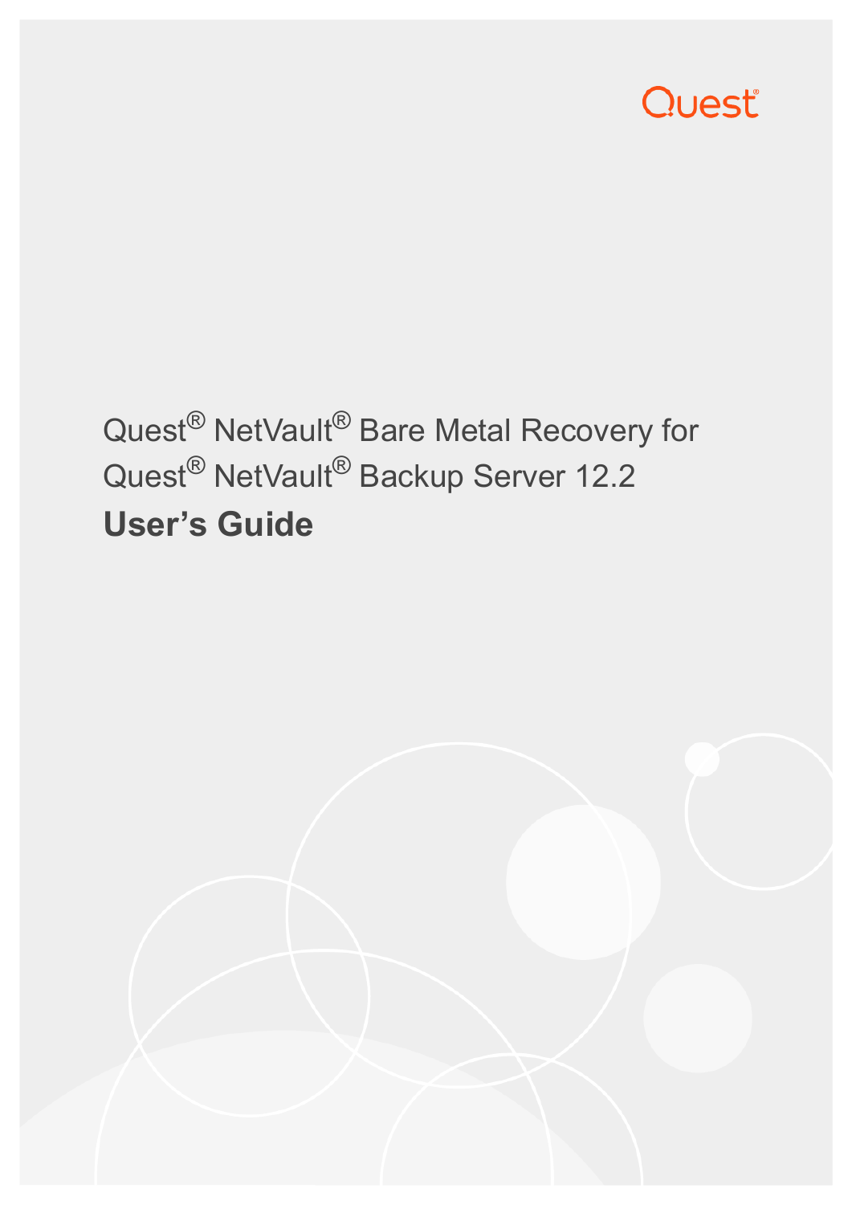Quest

Quest® NetVault® Bare Metal Recovery for Quest® NetVault® Backup Server 12.2

# User's Guide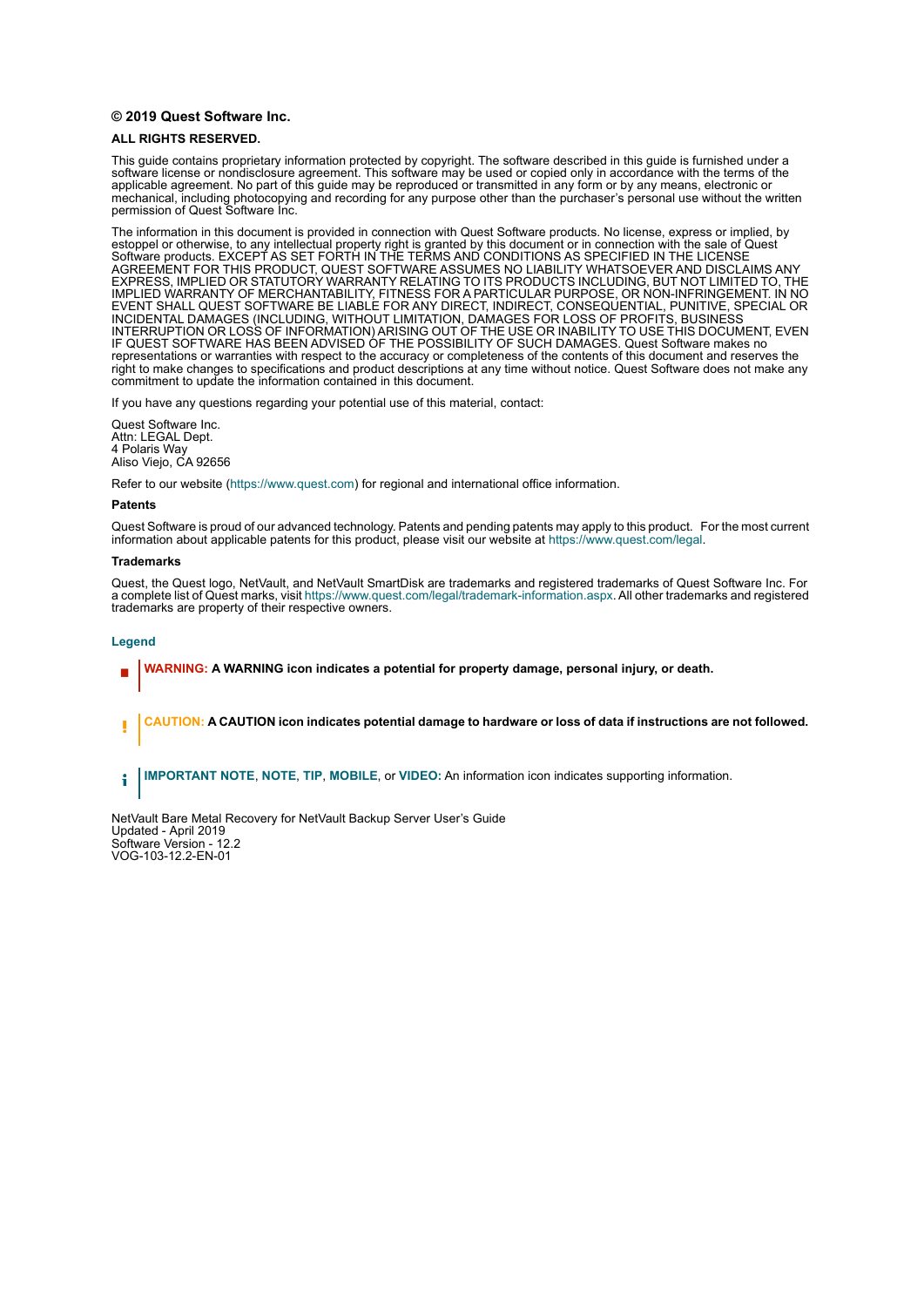**© 2019 Quest Software Inc.**

**ALL RIGHTS RESERVED.**

This guide contains proprietary information protected by copyright. The software described in this guide is furnished under a software license or nondisclosure agreement. This software may be used or copied only in accordance with the terms of the applicable agreement. No part of this guide may be reproduced or transmitted in any form or by any means, electronic or mechanical, including photocopying and recording for any purpose other than the purchaser's personal use without the written permission of Quest Software Inc.

The information in this document is provided in connection with Quest Software products. No license, express or implied, by estoppel or otherwise, to any intellectual property right is granted by this document or in connection with the sale of Quest Software products. EXCEPT AS SET FORTH IN THE TERMS AND CONDITIONS AS SPECIFIED IN THE LICENSE AGREEMENT FOR THIS PRODUCT, QUEST SOFTWARE ASSUMES NO LIABILITY WHATSOEVER AND DISCLAIMS ANY EXPRESS, IMPLIED OR STATUTORY WARRANTY RELATING TO ITS PRODUCTS INCLUDING, BUT NOT LIMITED TO, THE IMPLIED WARRANTY OF MERCHANTABILITY, FITNESS FOR A PARTICULAR PURPOSE, OR NON-INFRINGEMENT. IN NO EVENT SHALL QUEST SOFTWARE BE LIABLE FOR ANY DIRECT, INDIRECT, CONSEQUENTIAL, PUNITIVE, SPECIAL OR INCIDENTAL DAMAGES (INCLUDING, WITHOUT LIMITATION, DAMAGES FOR LOSS OF PROFITS, BUSINESS INTERRUPTION OR LOSS OF INFORMATION) ARISING OUT OF THE USE OR INABILITY TO USE THIS DOCUMENT, EVEN IF QUEST SOFTWARE HAS BEEN ADVISED OF THE POSSIBILITY OF SUCH DAMAGES. Quest Software makes no representations or warranties with respect to the accuracy or completeness of the contents of this document and reserves the right to make changes to specifications and product descriptions at any time without notice. Quest Software does not make any commitment to update the information contained in this document.

If you have any questions regarding your potential use of this material, contact:

Quest Software Inc.
Attn: LEGAL Dept.
4 Polaris Way
Aliso Viejo, CA 92656

Refer to our website (https://www.quest.com) for regional and international office information.

**Patents**

Quest Software is proud of our advanced technology. Patents and pending patents may apply to this product. For the most current information about applicable patents for this product, please visit our website at https://www.quest.com/legal.

**Trademarks**

Quest, the Quest logo, NetVault, and NetVault SmartDisk are trademarks and registered trademarks of Quest Software Inc. For a complete list of Quest marks, visit https://www.quest.com/legal/trademark-information.aspx. All other trademarks and registered trademarks are property of their respective owners.

**Legend**

**WARNING: A WARNING icon indicates a potential for property damage, personal injury, or death.**

**CAUTION: A CAUTION icon indicates potential damage to hardware or loss of data if instructions are not followed.**

**IMPORTANT NOTE**, **NOTE**, **TIP**, **MOBILE**, or **VIDEO:** An information icon indicates supporting information.

NetVault Bare Metal Recovery for NetVault Backup Server User's Guide
Updated - April 2019
Software Version - 12.2
VOG-103-12.2-EN-01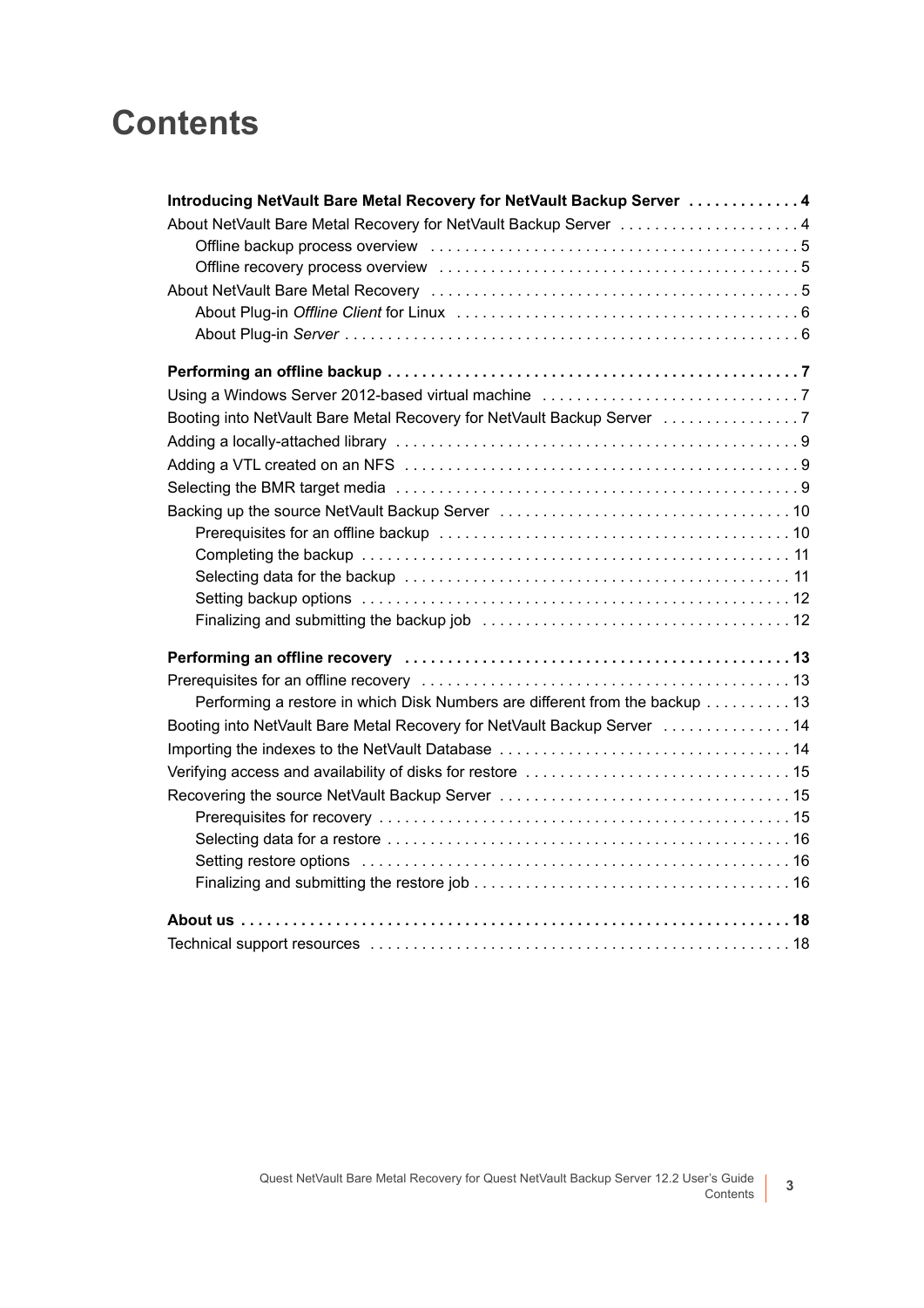# Contents

**Introducing NetVault Bare Metal Recovery for NetVault Backup Server . . . . . . . . . . . . . 4**

About NetVault Bare Metal Recovery for NetVault Backup Server . . . . . . . . . . . . . . . . . . . . 4

- Offline backup process overview . . . . . . . . . . . . . . . . . . . . . . . . . . . . . . . . . . . . . . . . . . 5
- Offline recovery process overview . . . . . . . . . . . . . . . . . . . . . . . . . . . . . . . . . . . . . . . . . 5

About NetVault Bare Metal Recovery . . . . . . . . . . . . . . . . . . . . . . . . . . . . . . . . . . . . . . . . . . 5

- About Plug-in *Offline Client* for Linux . . . . . . . . . . . . . . . . . . . . . . . . . . . . . . . . . . . . . . . 6
- About Plug-in *Server* . . . . . . . . . . . . . . . . . . . . . . . . . . . . . . . . . . . . . . . . . . . . . . . . . . . . 6

**Performing an offline backup . . . . . . . . . . . . . . . . . . . . . . . . . . . . . . . . . . . . . . . . . . . . . . . . 7**

Using a Windows Server 2012-based virtual machine . . . . . . . . . . . . . . . . . . . . . . . . . . . . . 7

Booting into NetVault Bare Metal Recovery for NetVault Backup Server . . . . . . . . . . . . . . . 7

Adding a locally-attached library . . . . . . . . . . . . . . . . . . . . . . . . . . . . . . . . . . . . . . . . . . . . . . 9

Adding a VTL created on an NFS . . . . . . . . . . . . . . . . . . . . . . . . . . . . . . . . . . . . . . . . . . . . . 9

Selecting the BMR target media . . . . . . . . . . . . . . . . . . . . . . . . . . . . . . . . . . . . . . . . . . . . . . 9

Backing up the source NetVault Backup Server . . . . . . . . . . . . . . . . . . . . . . . . . . . . . . . . . 10

- Prerequisites for an offline backup . . . . . . . . . . . . . . . . . . . . . . . . . . . . . . . . . . . . . . . . 10
- Completing the backup . . . . . . . . . . . . . . . . . . . . . . . . . . . . . . . . . . . . . . . . . . . . . . . . . 11
- Selecting data for the backup . . . . . . . . . . . . . . . . . . . . . . . . . . . . . . . . . . . . . . . . . . . . 11
- Setting backup options . . . . . . . . . . . . . . . . . . . . . . . . . . . . . . . . . . . . . . . . . . . . . . . . . 12
- Finalizing and submitting the backup job . . . . . . . . . . . . . . . . . . . . . . . . . . . . . . . . . . . 12

**Performing an offline recovery . . . . . . . . . . . . . . . . . . . . . . . . . . . . . . . . . . . . . . . . . . . . . 13**

Prerequisites for an offline recovery . . . . . . . . . . . . . . . . . . . . . . . . . . . . . . . . . . . . . . . . . . 13

- Performing a restore in which Disk Numbers are different from the backup . . . . . . . . . . 13

Booting into NetVault Bare Metal Recovery for NetVault Backup Server . . . . . . . . . . . . . . 14

Importing the indexes to the NetVault Database . . . . . . . . . . . . . . . . . . . . . . . . . . . . . . . . . 14

Verifying access and availability of disks for restore . . . . . . . . . . . . . . . . . . . . . . . . . . . . . . 15

Recovering the source NetVault Backup Server . . . . . . . . . . . . . . . . . . . . . . . . . . . . . . . . . 15

- Prerequisites for recovery . . . . . . . . . . . . . . . . . . . . . . . . . . . . . . . . . . . . . . . . . . . . . . . 15
- Selecting data for a restore . . . . . . . . . . . . . . . . . . . . . . . . . . . . . . . . . . . . . . . . . . . . . . 16
- Setting restore options . . . . . . . . . . . . . . . . . . . . . . . . . . . . . . . . . . . . . . . . . . . . . . . . . 16
- Finalizing and submitting the restore job . . . . . . . . . . . . . . . . . . . . . . . . . . . . . . . . . . . 16

**About us . . . . . . . . . . . . . . . . . . . . . . . . . . . . . . . . . . . . . . . . . . . . . . . . . . . . . . . . . . . . . . . . 18**

Technical support resources . . . . . . . . . . . . . . . . . . . . . . . . . . . . . . . . . . . . . . . . . . . . . . . . 18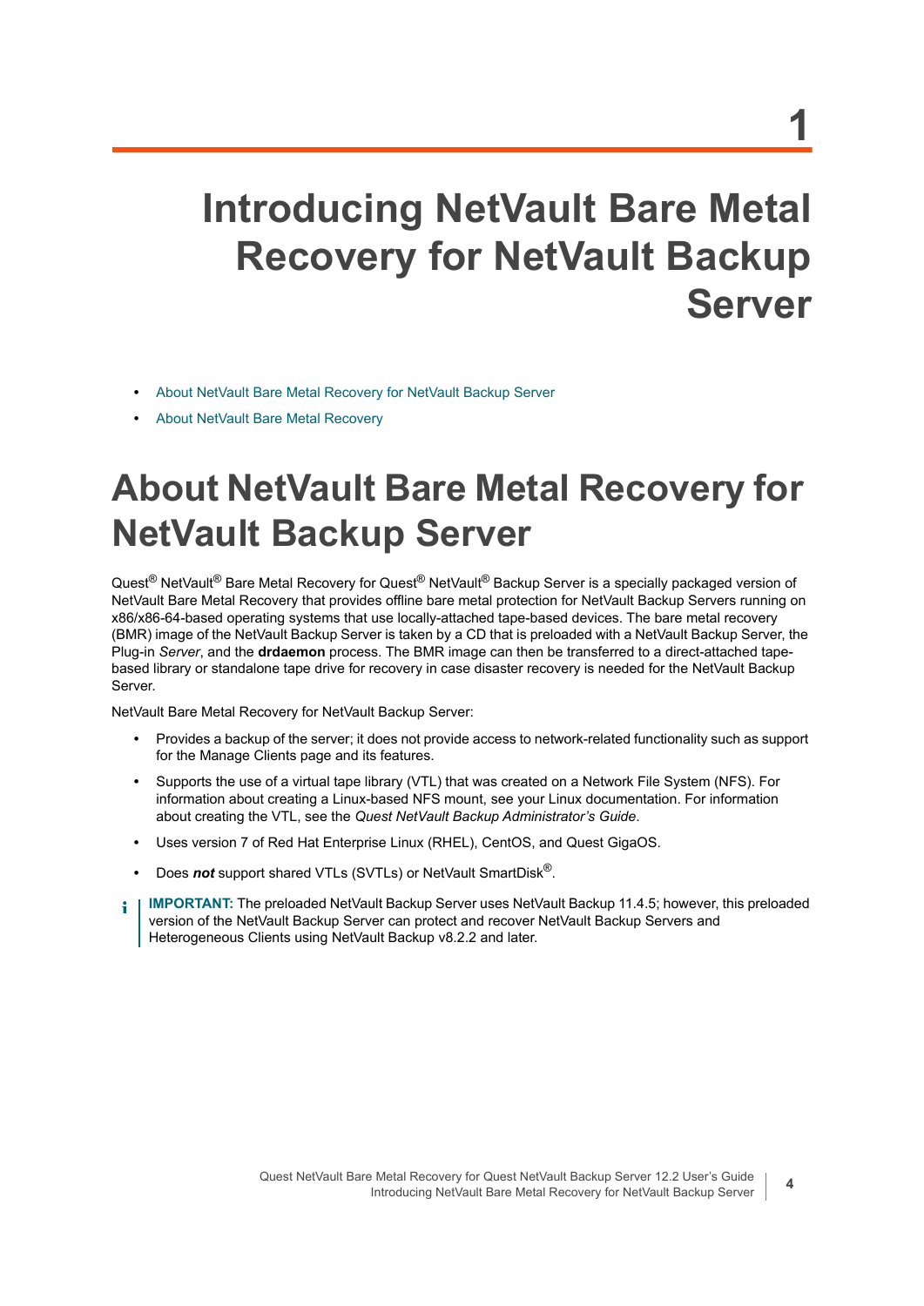# 1

# Introducing NetVault Bare Metal Recovery for NetVault Backup Server

- About NetVault Bare Metal Recovery for NetVault Backup Server
- About NetVault Bare Metal Recovery

## About NetVault Bare Metal Recovery for NetVault Backup Server

Quest® NetVault® Bare Metal Recovery for Quest® NetVault® Backup Server is a specially packaged version of NetVault Bare Metal Recovery that provides offline bare metal protection for NetVault Backup Servers running on x86/x86-64-based operating systems that use locally-attached tape-based devices. The bare metal recovery (BMR) image of the NetVault Backup Server is taken by a CD that is preloaded with a NetVault Backup Server, the Plug-in *Server*, and the **drdaemon** process. The BMR image can then be transferred to a direct-attached tape-based library or standalone tape drive for recovery in case disaster recovery is needed for the NetVault Backup Server.

NetVault Bare Metal Recovery for NetVault Backup Server:

- Provides a backup of the server; it does not provide access to network-related functionality such as support for the Manage Clients page and its features.
- Supports the use of a virtual tape library (VTL) that was created on a Network File System (NFS). For information about creating a Linux-based NFS mount, see your Linux documentation. For information about creating the VTL, see the *Quest NetVault Backup Administrator's Guide*.
- Uses version 7 of Red Hat Enterprise Linux (RHEL), CentOS, and Quest GigaOS.
- Does ***not*** support shared VTLs (SVTLs) or NetVault SmartDisk®.

**IMPORTANT:** The preloaded NetVault Backup Server uses NetVault Backup 11.4.5; however, this preloaded version of the NetVault Backup Server can protect and recover NetVault Backup Servers and Heterogeneous Clients using NetVault Backup v8.2.2 and later.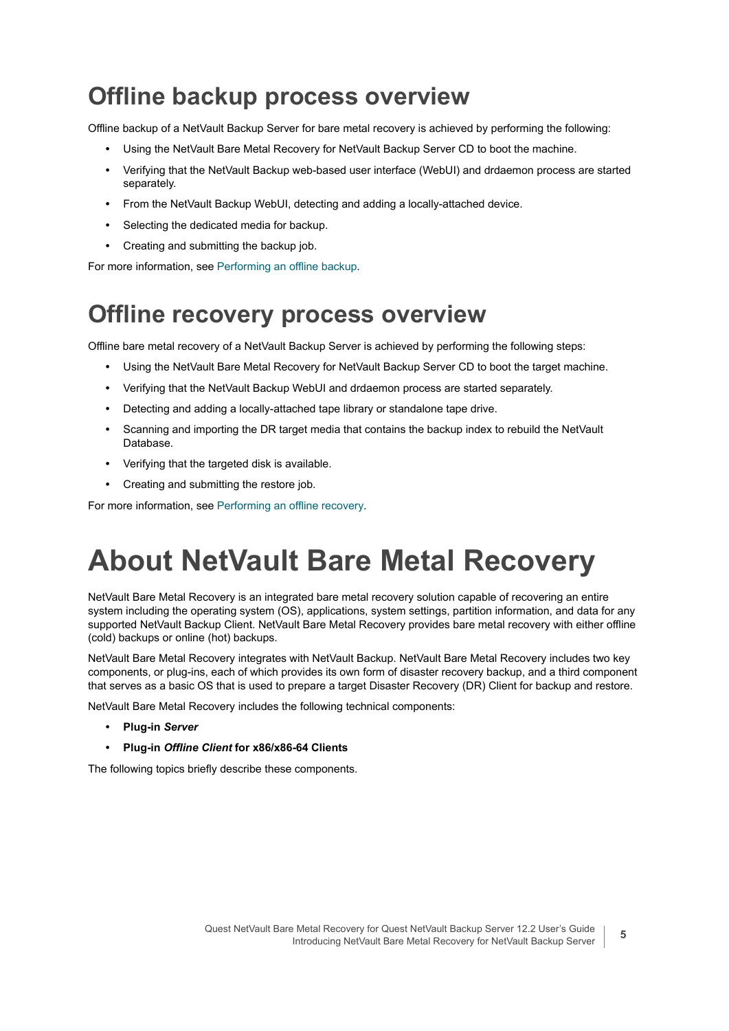## Offline backup process overview

Offline backup of a NetVault Backup Server for bare metal recovery is achieved by performing the following:

- Using the NetVault Bare Metal Recovery for NetVault Backup Server CD to boot the machine.
- Verifying that the NetVault Backup web-based user interface (WebUI) and drdaemon process are started separately.
- From the NetVault Backup WebUI, detecting and adding a locally-attached device.
- Selecting the dedicated media for backup.
- Creating and submitting the backup job.

For more information, see Performing an offline backup.

## Offline recovery process overview

Offline bare metal recovery of a NetVault Backup Server is achieved by performing the following steps:

- Using the NetVault Bare Metal Recovery for NetVault Backup Server CD to boot the target machine.
- Verifying that the NetVault Backup WebUI and drdaemon process are started separately.
- Detecting and adding a locally-attached tape library or standalone tape drive.
- Scanning and importing the DR target media that contains the backup index to rebuild the NetVault Database.
- Verifying that the targeted disk is available.
- Creating and submitting the restore job.

For more information, see Performing an offline recovery.

# About NetVault Bare Metal Recovery

NetVault Bare Metal Recovery is an integrated bare metal recovery solution capable of recovering an entire system including the operating system (OS), applications, system settings, partition information, and data for any supported NetVault Backup Client. NetVault Bare Metal Recovery provides bare metal recovery with either offline (cold) backups or online (hot) backups.

NetVault Bare Metal Recovery integrates with NetVault Backup. NetVault Bare Metal Recovery includes two key components, or plug-ins, each of which provides its own form of disaster recovery backup, and a third component that serves as a basic OS that is used to prepare a target Disaster Recovery (DR) Client for backup and restore.

NetVault Bare Metal Recovery includes the following technical components:

- **Plug-in *Server***
- **Plug-in *Offline Client* for x86/x86-64 Clients**

The following topics briefly describe these components.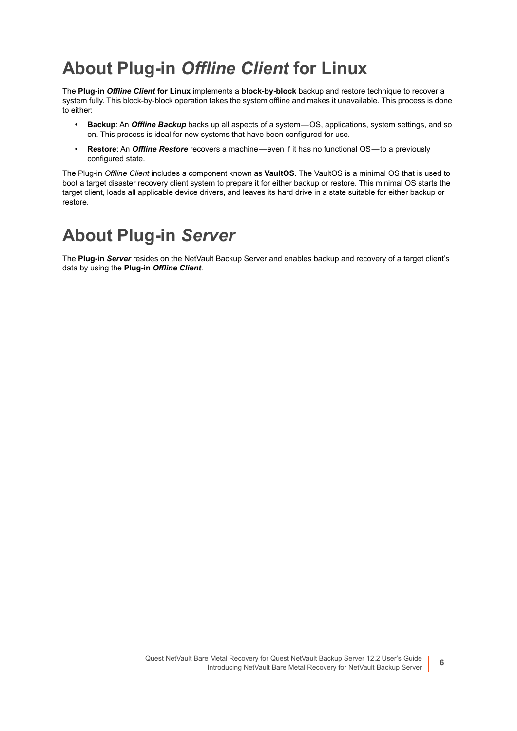# About Plug-in *Offline Client* for Linux

The **Plug-in** ***Offline Client*** **for Linux** implements a **block-by-block** backup and restore technique to recover a system fully. This block-by-block operation takes the system offline and makes it unavailable. This process is done to either:

- **Backup**: An ***Offline Backup*** backs up all aspects of a system — OS, applications, system settings, and so on. This process is ideal for new systems that have been configured for use.
- **Restore**: An ***Offline Restore*** recovers a machine — even if it has no functional OS — to a previously configured state.

The Plug-in *Offline Client* includes a component known as **VaultOS**. The VaultOS is a minimal OS that is used to boot a target disaster recovery client system to prepare it for either backup or restore. This minimal OS starts the target client, loads all applicable device drivers, and leaves its hard drive in a state suitable for either backup or restore.

# About Plug-in *Server*

The **Plug-in** ***Server*** resides on the NetVault Backup Server and enables backup and recovery of a target client's data by using the **Plug-in** ***Offline Client***.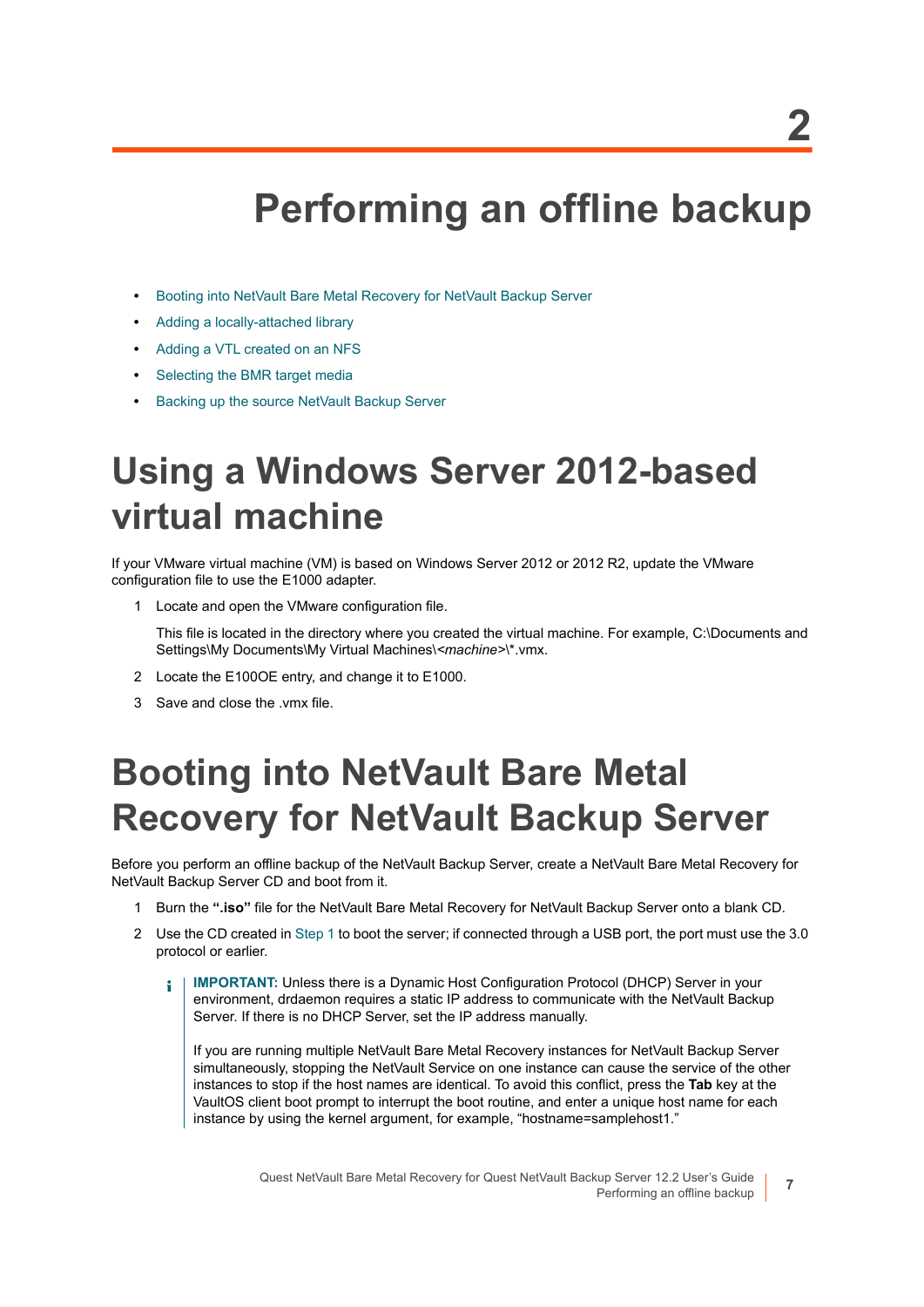2

# Performing an offline backup

- Booting into NetVault Bare Metal Recovery for NetVault Backup Server
- Adding a locally-attached library
- Adding a VTL created on an NFS
- Selecting the BMR target media
- Backing up the source NetVault Backup Server

## Using a Windows Server 2012-based virtual machine

If your VMware virtual machine (VM) is based on Windows Server 2012 or 2012 R2, update the VMware configuration file to use the E1000 adapter.

1. Locate and open the VMware configuration file.

   This file is located in the directory where you created the virtual machine. For example, C:\Documents and Settings\My Documents\My Virtual Machines\<*machine*>\*.vmx.

2. Locate the E100OE entry, and change it to E1000.
3. Save and close the .vmx file.

## Booting into NetVault Bare Metal Recovery for NetVault Backup Server

Before you perform an offline backup of the NetVault Backup Server, create a NetVault Bare Metal Recovery for NetVault Backup Server CD and boot from it.

1. Burn the **".iso"** file for the NetVault Bare Metal Recovery for NetVault Backup Server onto a blank CD.
2. Use the CD created in Step 1 to boot the server; if connected through a USB port, the port must use the 3.0 protocol or earlier.

   **IMPORTANT:** Unless there is a Dynamic Host Configuration Protocol (DHCP) Server in your environment, drdaemon requires a static IP address to communicate with the NetVault Backup Server. If there is no DHCP Server, set the IP address manually.

   If you are running multiple NetVault Bare Metal Recovery instances for NetVault Backup Server simultaneously, stopping the NetVault Service on one instance can cause the service of the other instances to stop if the host names are identical. To avoid this conflict, press the **Tab** key at the VaultOS client boot prompt to interrupt the boot routine, and enter a unique host name for each instance by using the kernel argument, for example, "hostname=samplehost1."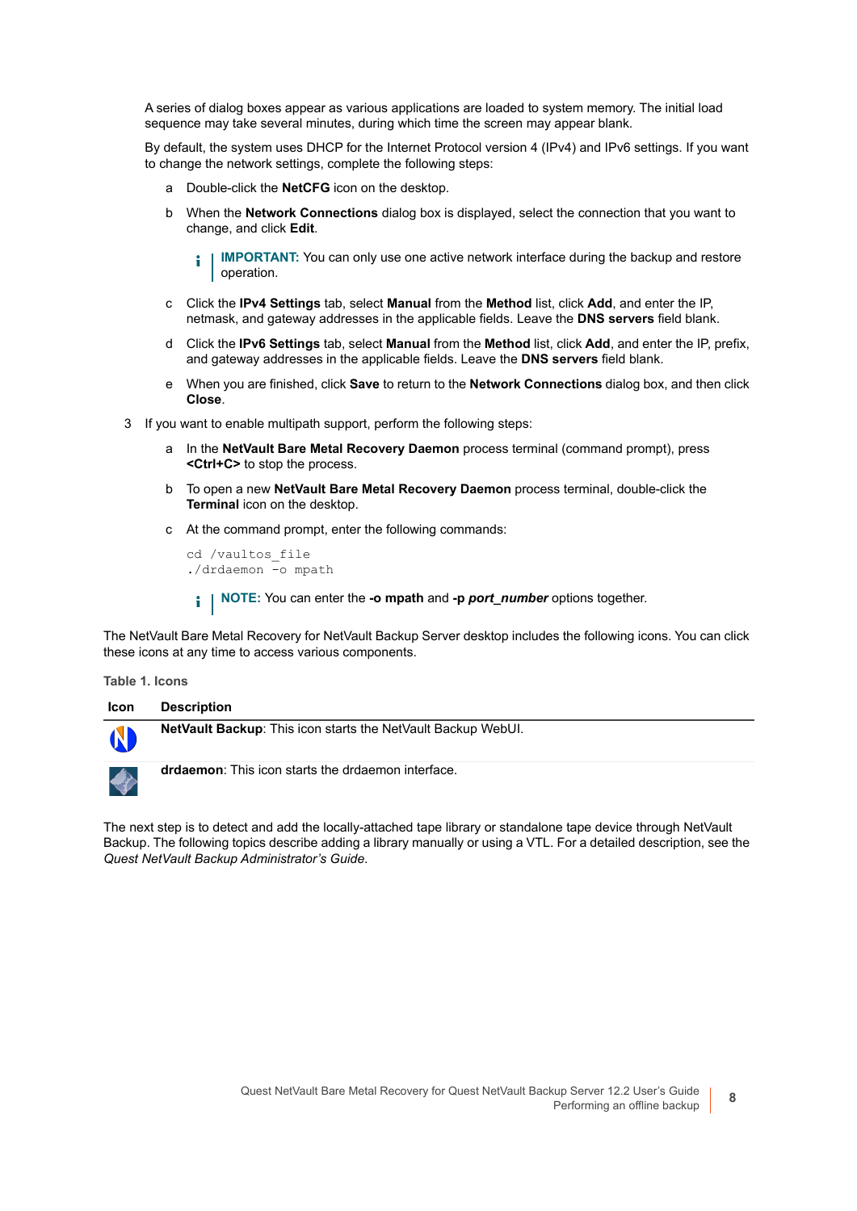A series of dialog boxes appear as various applications are loaded to system memory. The initial load sequence may take several minutes, during which time the screen may appear blank.

By default, the system uses DHCP for the Internet Protocol version 4 (IPv4) and IPv6 settings. If you want to change the network settings, complete the following steps:

a. Double-click the **NetCFG** icon on the desktop.

b. When the **Network Connections** dialog box is displayed, select the connection that you want to change, and click **Edit**.

> **IMPORTANT:** You can only use one active network interface during the backup and restore operation.

c. Click the **IPv4 Settings** tab, select **Manual** from the **Method** list, click **Add**, and enter the IP, netmask, and gateway addresses in the applicable fields. Leave the **DNS servers** field blank.

d. Click the **IPv6 Settings** tab, select **Manual** from the **Method** list, click **Add**, and enter the IP, prefix, and gateway addresses in the applicable fields. Leave the **DNS servers** field blank.

e. When you are finished, click **Save** to return to the **Network Connections** dialog box, and then click **Close**.

3. If you want to enable multipath support, perform the following steps:

a. In the **NetVault Bare Metal Recovery Daemon** process terminal (command prompt), press **<Ctrl+C>** to stop the process.

b. To open a new **NetVault Bare Metal Recovery Daemon** process terminal, double-click the **Terminal** icon on the desktop.

c. At the command prompt, enter the following commands:

```
cd /vaultos_file
./drdaemon -o mpath
```

> **NOTE:** You can enter the **-o mpath** and **-p *port_number*** options together.

The NetVault Bare Metal Recovery for NetVault Backup Server desktop includes the following icons. You can click these icons at any time to access various components.

Table 1. Icons

| Icon | Description |
|---|---|
| | **NetVault Backup**: This icon starts the NetVault Backup WebUI. |
| | **drdaemon**: This icon starts the drdaemon interface. |

The next step is to detect and add the locally-attached tape library or standalone tape device through NetVault Backup. The following topics describe adding a library manually or using a VTL. For a detailed description, see the *Quest NetVault Backup Administrator's Guide*.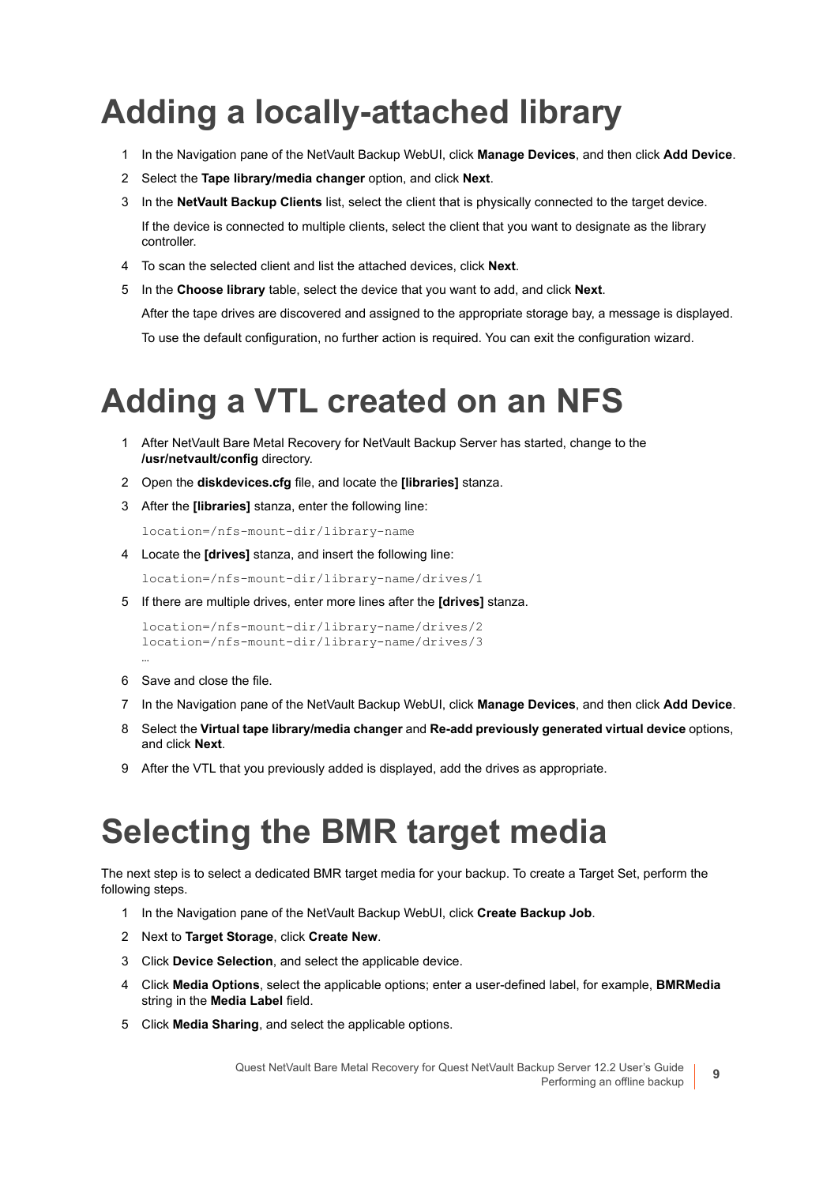# Adding a locally-attached library

1. In the Navigation pane of the NetVault Backup WebUI, click **Manage Devices**, and then click **Add Device**.
2. Select the **Tape library/media changer** option, and click **Next**.
3. In the **NetVault Backup Clients** list, select the client that is physically connected to the target device.

   If the device is connected to multiple clients, select the client that you want to designate as the library controller.
4. To scan the selected client and list the attached devices, click **Next**.
5. In the **Choose library** table, select the device that you want to add, and click **Next**.

   After the tape drives are discovered and assigned to the appropriate storage bay, a message is displayed.

   To use the default configuration, no further action is required. You can exit the configuration wizard.

# Adding a VTL created on an NFS

1. After NetVault Bare Metal Recovery for NetVault Backup Server has started, change to the **/usr/netvault/config** directory.
2. Open the **diskdevices.cfg** file, and locate the **[libraries]** stanza.
3. After the **[libraries]** stanza, enter the following line:

   ```
   location=/nfs-mount-dir/library-name
   ```
4. Locate the **[drives]** stanza, and insert the following line:

   ```
   location=/nfs-mount-dir/library-name/drives/1
   ```
5. If there are multiple drives, enter more lines after the **[drives]** stanza.

   ```
   location=/nfs-mount-dir/library-name/drives/2
   location=/nfs-mount-dir/library-name/drives/3
   …
   ```
6. Save and close the file.
7. In the Navigation pane of the NetVault Backup WebUI, click **Manage Devices**, and then click **Add Device**.
8. Select the **Virtual tape library/media changer** and **Re-add previously generated virtual device** options, and click **Next**.
9. After the VTL that you previously added is displayed, add the drives as appropriate.

# Selecting the BMR target media

The next step is to select a dedicated BMR target media for your backup. To create a Target Set, perform the following steps.

1. In the Navigation pane of the NetVault Backup WebUI, click **Create Backup Job**.
2. Next to **Target Storage**, click **Create New**.
3. Click **Device Selection**, and select the applicable device.
4. Click **Media Options**, select the applicable options; enter a user-defined label, for example, **BMRMedia** string in the **Media Label** field.
5. Click **Media Sharing**, and select the applicable options.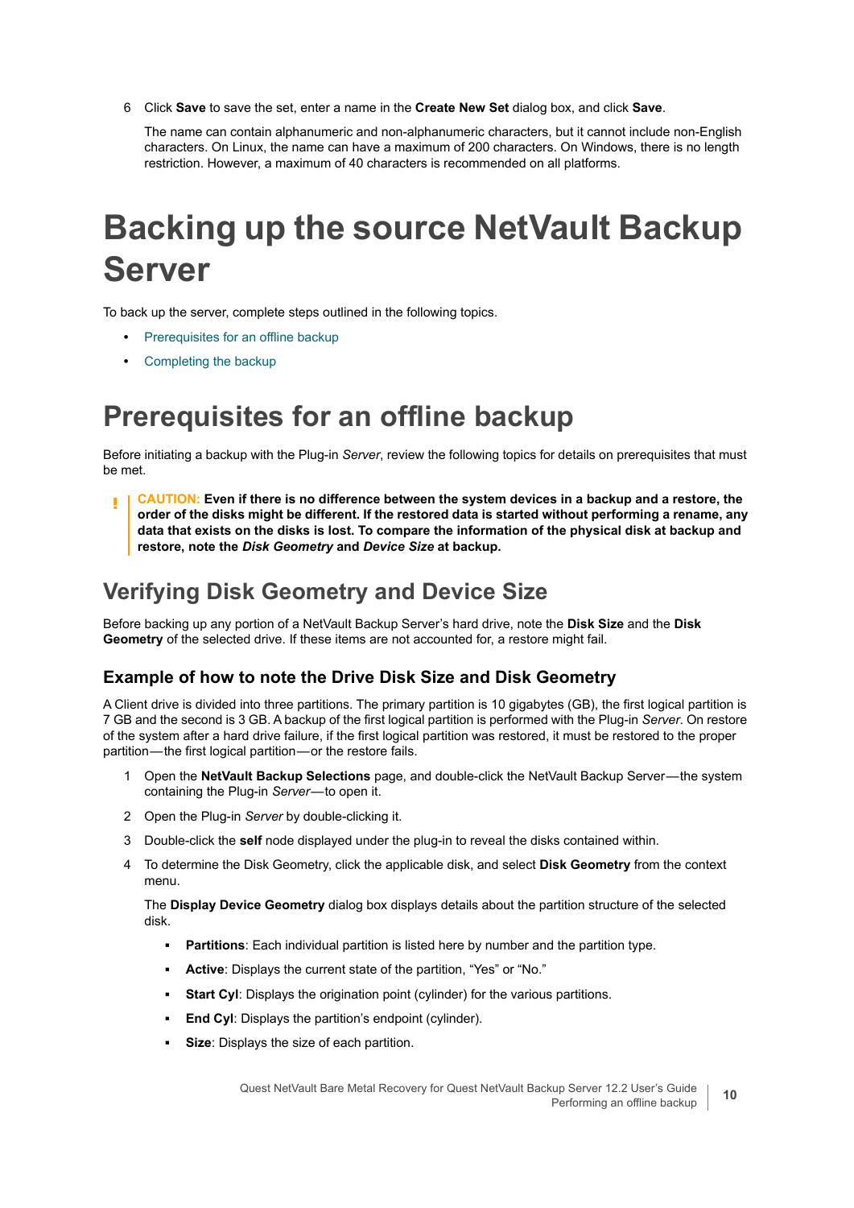6 Click **Save** to save the set, enter a name in the **Create New Set** dialog box, and click **Save**.

   The name can contain alphanumeric and non-alphanumeric characters, but it cannot include non-English characters. On Linux, the name can have a maximum of 200 characters. On Windows, there is no length restriction. However, a maximum of 40 characters is recommended on all platforms.

# Backing up the source NetVault Backup Server

To back up the server, complete steps outlined in the following topics.

- Prerequisites for an offline backup
- Completing the backup

# Prerequisites for an offline backup

Before initiating a backup with the Plug-in *Server*, review the following topics for details on prerequisites that must be met.

> **CAUTION: Even if there is no difference between the system devices in a backup and a restore, the order of the disks might be different. If the restored data is started without performing a rename, any data that exists on the disks is lost. To compare the information of the physical disk at backup and restore, note the *Disk Geometry* and *Device Size* at backup.**

## Verifying Disk Geometry and Device Size

Before backing up any portion of a NetVault Backup Server's hard drive, note the **Disk Size** and the **Disk Geometry** of the selected drive. If these items are not accounted for, a restore might fail.

### Example of how to note the Drive Disk Size and Disk Geometry

A Client drive is divided into three partitions. The primary partition is 10 gigabytes (GB), the first logical partition is 7 GB and the second is 3 GB. A backup of the first logical partition is performed with the Plug-in *Server*. On restore of the system after a hard drive failure, if the first logical partition was restored, it must be restored to the proper partition—the first logical partition—or the restore fails.

1. Open the **NetVault Backup Selections** page, and double-click the NetVault Backup Server—the system containing the Plug-in *Server*—to open it.
2. Open the Plug-in *Server* by double-clicking it.
3. Double-click the **self** node displayed under the plug-in to reveal the disks contained within.
4. To determine the Disk Geometry, click the applicable disk, and select **Disk Geometry** from the context menu.

   The **Display Device Geometry** dialog box displays details about the partition structure of the selected disk.

   - **Partitions**: Each individual partition is listed here by number and the partition type.
   - **Active**: Displays the current state of the partition, "Yes" or "No."
   - **Start Cyl**: Displays the origination point (cylinder) for the various partitions.
   - **End Cyl**: Displays the partition's endpoint (cylinder).
   - **Size**: Displays the size of each partition.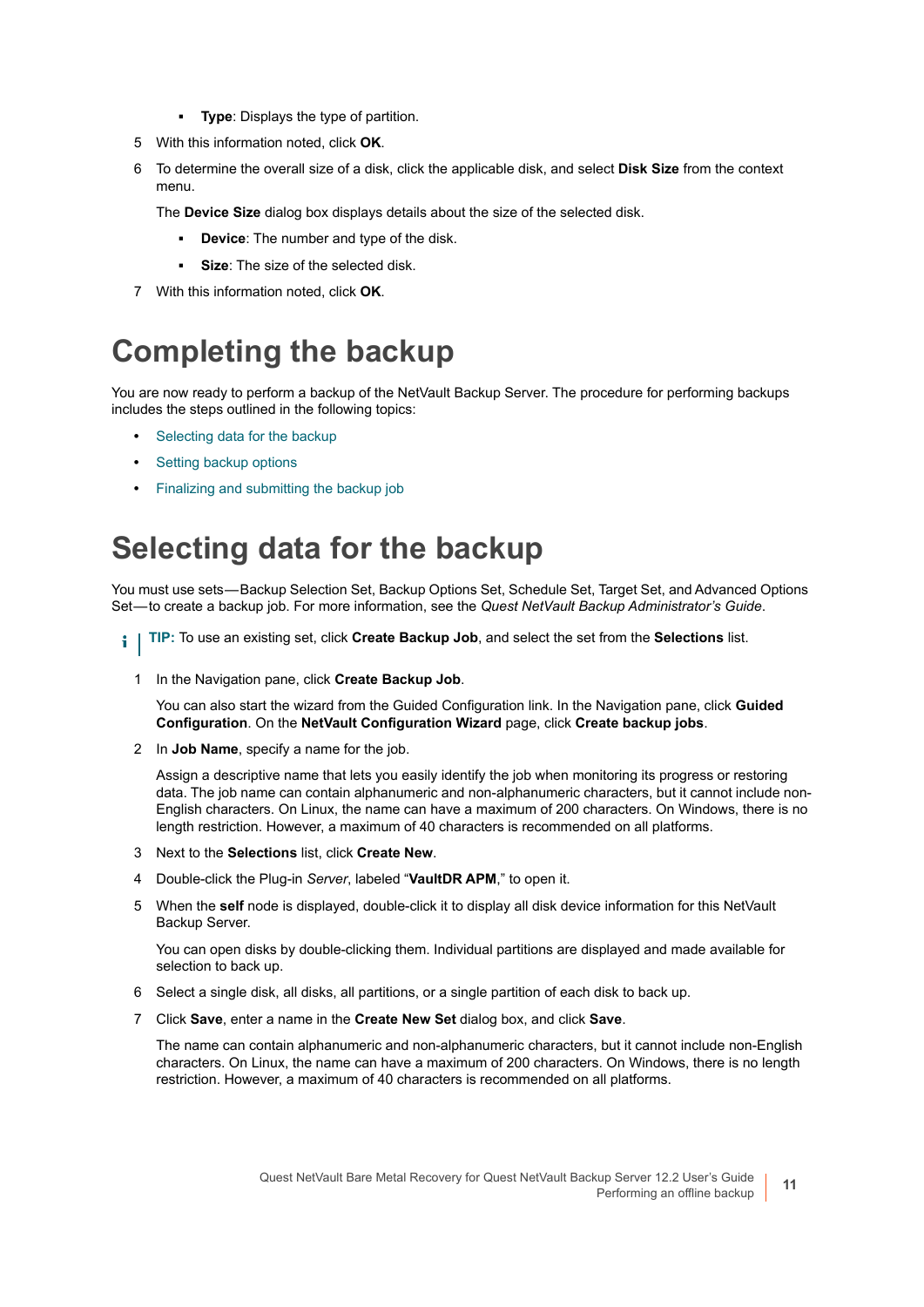- **Type**: Displays the type of partition.

5 With this information noted, click **OK**.

6 To determine the overall size of a disk, click the applicable disk, and select **Disk Size** from the context menu.

   The **Device Size** dialog box displays details about the size of the selected disk.

   - **Device**: The number and type of the disk.
   - **Size**: The size of the selected disk.

7 With this information noted, click **OK**.

# Completing the backup

You are now ready to perform a backup of the NetVault Backup Server. The procedure for performing backups includes the steps outlined in the following topics:

- Selecting data for the backup
- Setting backup options
- Finalizing and submitting the backup job

# Selecting data for the backup

You must use sets—Backup Selection Set, Backup Options Set, Schedule Set, Target Set, and Advanced Options Set—to create a backup job. For more information, see the *Quest NetVault Backup Administrator's Guide*.

**TIP:** To use an existing set, click **Create Backup Job**, and select the set from the **Selections** list.

1 In the Navigation pane, click **Create Backup Job**.

   You can also start the wizard from the Guided Configuration link. In the Navigation pane, click **Guided Configuration**. On the **NetVault Configuration Wizard** page, click **Create backup jobs**.

2 In **Job Name**, specify a name for the job.

   Assign a descriptive name that lets you easily identify the job when monitoring its progress or restoring data. The job name can contain alphanumeric and non-alphanumeric characters, but it cannot include non-English characters. On Linux, the name can have a maximum of 200 characters. On Windows, there is no length restriction. However, a maximum of 40 characters is recommended on all platforms.

3 Next to the **Selections** list, click **Create New**.

4 Double-click the Plug-in *Server*, labeled "**VaultDR APM**," to open it.

5 When the **self** node is displayed, double-click it to display all disk device information for this NetVault Backup Server.

   You can open disks by double-clicking them. Individual partitions are displayed and made available for selection to back up.

6 Select a single disk, all disks, all partitions, or a single partition of each disk to back up.

7 Click **Save**, enter a name in the **Create New Set** dialog box, and click **Save**.

   The name can contain alphanumeric and non-alphanumeric characters, but it cannot include non-English characters. On Linux, the name can have a maximum of 200 characters. On Windows, there is no length restriction. However, a maximum of 40 characters is recommended on all platforms.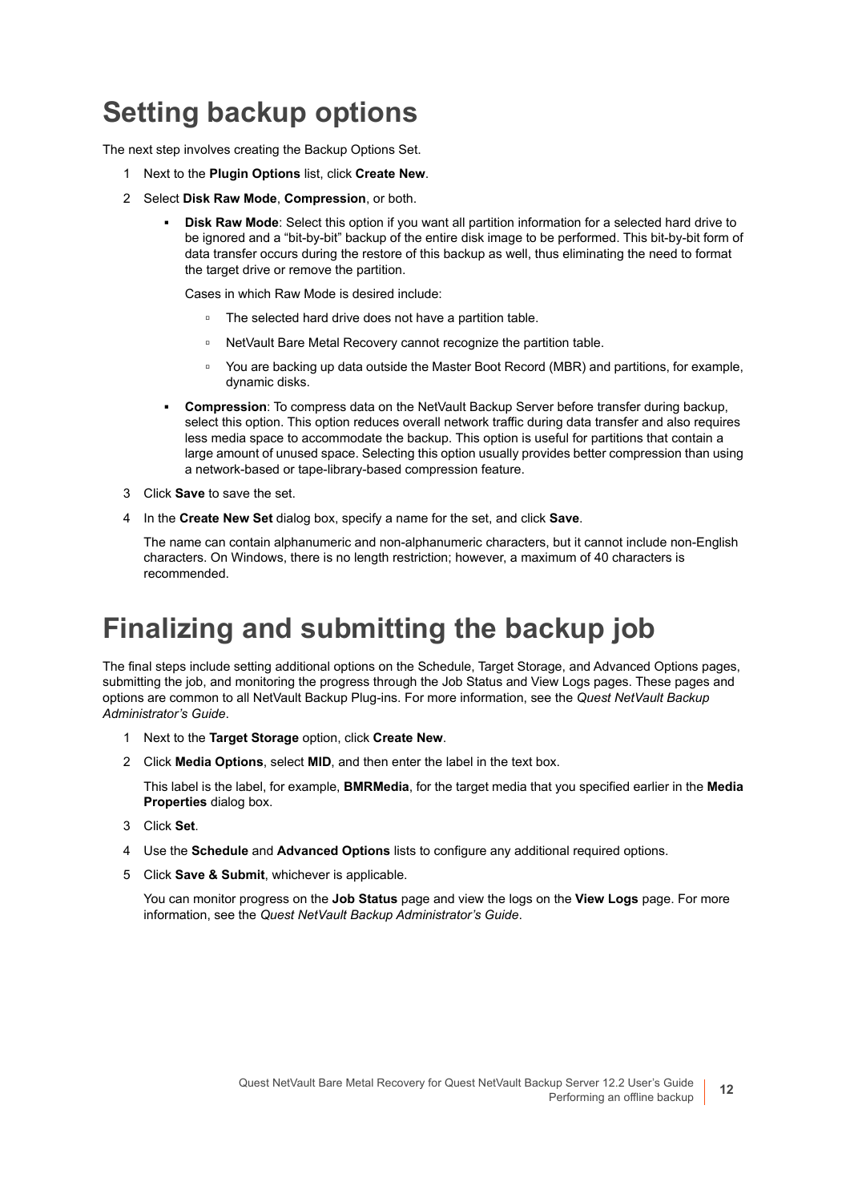# Setting backup options

The next step involves creating the Backup Options Set.

1. Next to the **Plugin Options** list, click **Create New**.
2. Select **Disk Raw Mode**, **Compression**, or both.
   - **Disk Raw Mode**: Select this option if you want all partition information for a selected hard drive to be ignored and a "bit-by-bit" backup of the entire disk image to be performed. This bit-by-bit form of data transfer occurs during the restore of this backup as well, thus eliminating the need to format the target drive or remove the partition.

     Cases in which Raw Mode is desired include:

     - The selected hard drive does not have a partition table.
     - NetVault Bare Metal Recovery cannot recognize the partition table.
     - You are backing up data outside the Master Boot Record (MBR) and partitions, for example, dynamic disks.
   - **Compression**: To compress data on the NetVault Backup Server before transfer during backup, select this option. This option reduces overall network traffic during data transfer and also requires less media space to accommodate the backup. This option is useful for partitions that contain a large amount of unused space. Selecting this option usually provides better compression than using a network-based or tape-library-based compression feature.
3. Click **Save** to save the set.
4. In the **Create New Set** dialog box, specify a name for the set, and click **Save**.

   The name can contain alphanumeric and non-alphanumeric characters, but it cannot include non-English characters. On Windows, there is no length restriction; however, a maximum of 40 characters is recommended.

# Finalizing and submitting the backup job

The final steps include setting additional options on the Schedule, Target Storage, and Advanced Options pages, submitting the job, and monitoring the progress through the Job Status and View Logs pages. These pages and options are common to all NetVault Backup Plug-ins. For more information, see the *Quest NetVault Backup Administrator's Guide*.

1. Next to the **Target Storage** option, click **Create New**.
2. Click **Media Options**, select **MID**, and then enter the label in the text box.

   This label is the label, for example, **BMRMedia**, for the target media that you specified earlier in the **Media Properties** dialog box.
3. Click **Set**.
4. Use the **Schedule** and **Advanced Options** lists to configure any additional required options.
5. Click **Save & Submit**, whichever is applicable.

   You can monitor progress on the **Job Status** page and view the logs on the **View Logs** page. For more information, see the *Quest NetVault Backup Administrator's Guide*.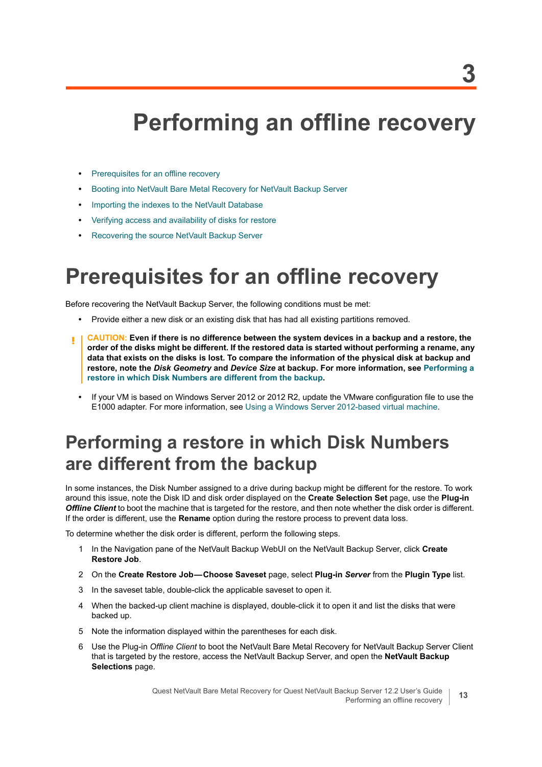3

# Performing an offline recovery

- Prerequisites for an offline recovery
- Booting into NetVault Bare Metal Recovery for NetVault Backup Server
- Importing the indexes to the NetVault Database
- Verifying access and availability of disks for restore
- Recovering the source NetVault Backup Server

# Prerequisites for an offline recovery

Before recovering the NetVault Backup Server, the following conditions must be met:

- Provide either a new disk or an existing disk that has had all existing partitions removed.

> **CAUTION: Even if there is no difference between the system devices in a backup and a restore, the order of the disks might be different. If the restored data is started without performing a rename, any data that exists on the disks is lost. To compare the information of the physical disk at backup and restore, note the *Disk Geometry* and *Device Size* at backup. For more information, see Performing a restore in which Disk Numbers are different from the backup.**

- If your VM is based on Windows Server 2012 or 2012 R2, update the VMware configuration file to use the E1000 adapter. For more information, see Using a Windows Server 2012-based virtual machine.

## Performing a restore in which Disk Numbers are different from the backup

In some instances, the Disk Number assigned to a drive during backup might be different for the restore. To work around this issue, note the Disk ID and disk order displayed on the **Create Selection Set** page, use the **Plug-in *Offline Client*** to boot the machine that is targeted for the restore, and then note whether the disk order is different. If the order is different, use the **Rename** option during the restore process to prevent data loss.

To determine whether the disk order is different, perform the following steps.

1. In the Navigation pane of the NetVault Backup WebUI on the NetVault Backup Server, click **Create Restore Job**.
2. On the **Create Restore Job—Choose Saveset** page, select **Plug-in *Server*** from the **Plugin Type** list.
3. In the saveset table, double-click the applicable saveset to open it.
4. When the backed-up client machine is displayed, double-click it to open it and list the disks that were backed up.
5. Note the information displayed within the parentheses for each disk.
6. Use the Plug-in *Offline Client* to boot the NetVault Bare Metal Recovery for NetVault Backup Server Client that is targeted by the restore, access the NetVault Backup Server, and open the **NetVault Backup Selections** page.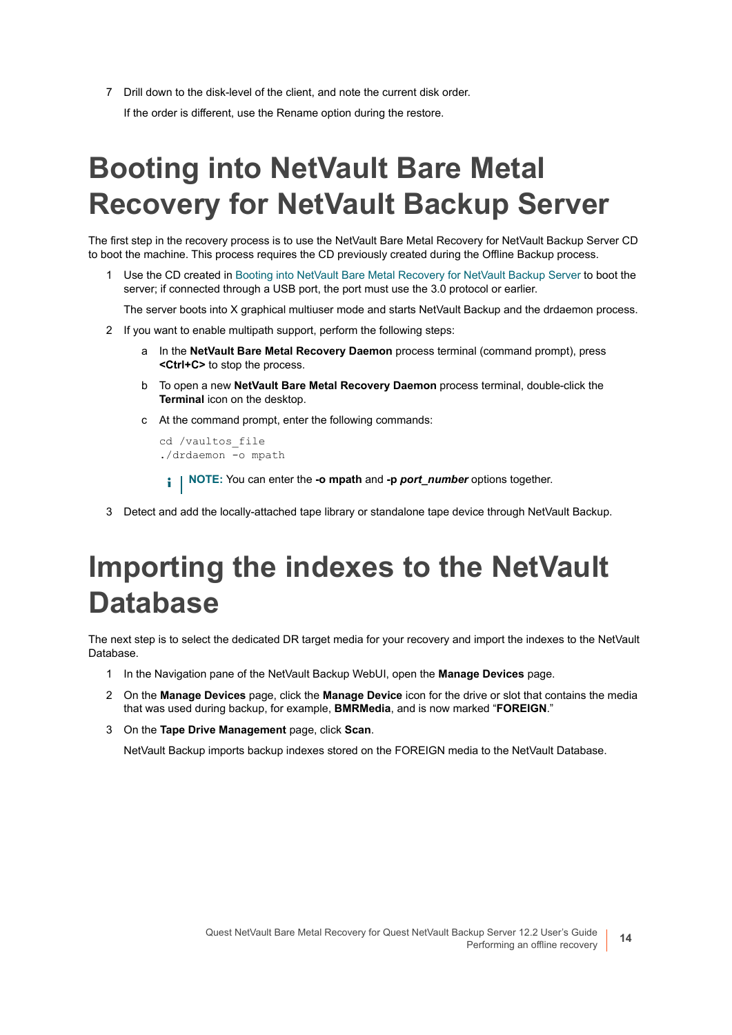7. Drill down to the disk-level of the client, and note the current disk order.

   If the order is different, use the Rename option during the restore.

# Booting into NetVault Bare Metal Recovery for NetVault Backup Server

The first step in the recovery process is to use the NetVault Bare Metal Recovery for NetVault Backup Server CD to boot the machine. This process requires the CD previously created during the Offline Backup process.

1. Use the CD created in Booting into NetVault Bare Metal Recovery for NetVault Backup Server to boot the server; if connected through a USB port, the port must use the 3.0 protocol or earlier.

   The server boots into X graphical multiuser mode and starts NetVault Backup and the drdaemon process.

2. If you want to enable multipath support, perform the following steps:

   a. In the **NetVault Bare Metal Recovery Daemon** process terminal (command prompt), press **<Ctrl+C>** to stop the process.

   b. To open a new **NetVault Bare Metal Recovery Daemon** process terminal, double-click the **Terminal** icon on the desktop.

   c. At the command prompt, enter the following commands:

   ```
   cd /vaultos_file
   ./drdaemon -o mpath
   ```

   **NOTE:** You can enter the **-o mpath** and **-p *port_number*** options together.

3. Detect and add the locally-attached tape library or standalone tape device through NetVault Backup.

# Importing the indexes to the NetVault Database

The next step is to select the dedicated DR target media for your recovery and import the indexes to the NetVault Database.

1. In the Navigation pane of the NetVault Backup WebUI, open the **Manage Devices** page.

2. On the **Manage Devices** page, click the **Manage Device** icon for the drive or slot that contains the media that was used during backup, for example, **BMRMedia**, and is now marked "**FOREIGN**."

3. On the **Tape Drive Management** page, click **Scan**.

   NetVault Backup imports backup indexes stored on the FOREIGN media to the NetVault Database.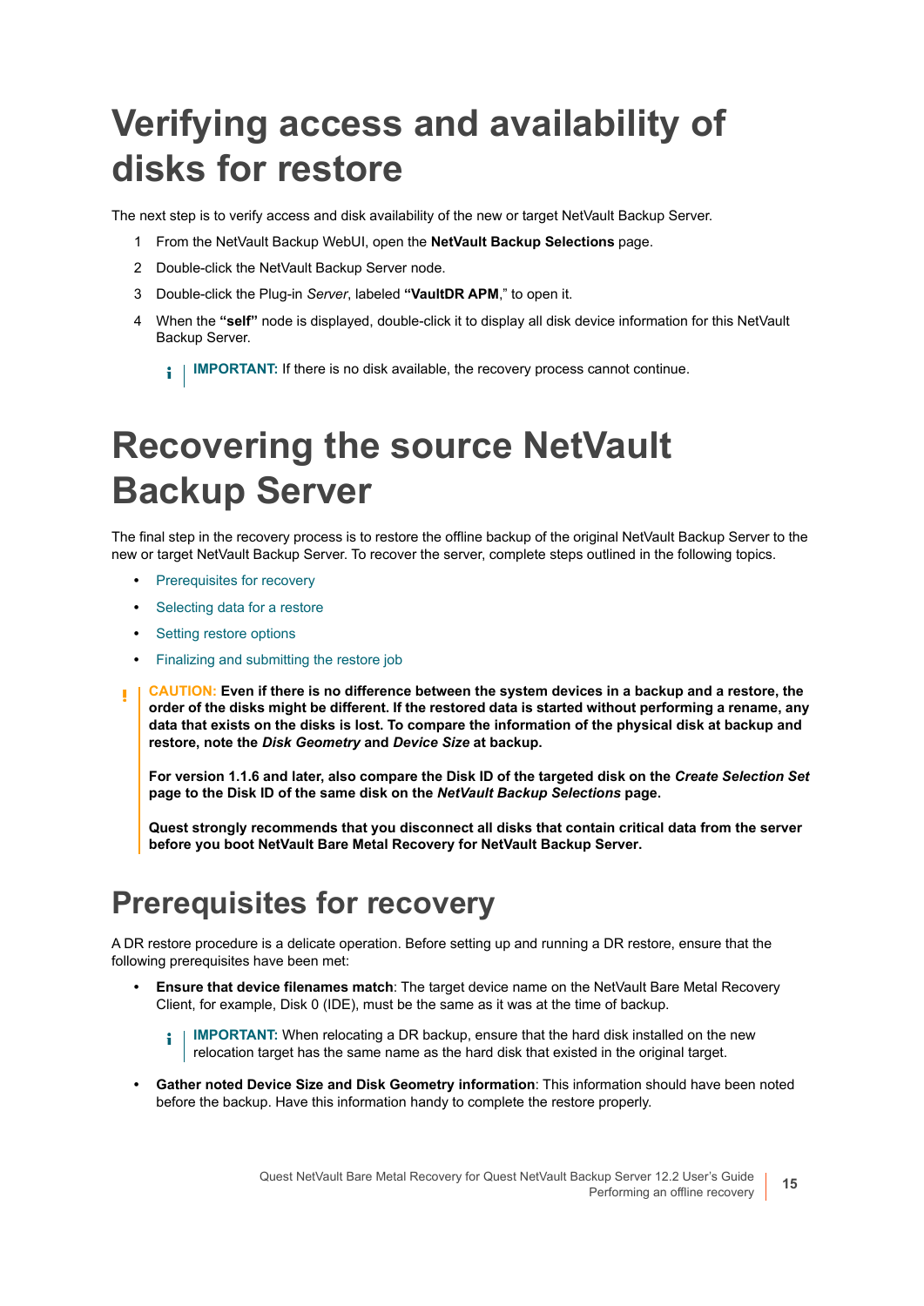# Verifying access and availability of disks for restore

The next step is to verify access and disk availability of the new or target NetVault Backup Server.

1. From the NetVault Backup WebUI, open the **NetVault Backup Selections** page.
2. Double-click the NetVault Backup Server node.
3. Double-click the Plug-in *Server*, labeled **"VaultDR APM**," to open it.
4. When the **"self"** node is displayed, double-click it to display all disk device information for this NetVault Backup Server.

> **IMPORTANT:** If there is no disk available, the recovery process cannot continue.

# Recovering the source NetVault Backup Server

The final step in the recovery process is to restore the offline backup of the original NetVault Backup Server to the new or target NetVault Backup Server. To recover the server, complete steps outlined in the following topics.

- Prerequisites for recovery
- Selecting data for a restore
- Setting restore options
- Finalizing and submitting the restore job

> **CAUTION: Even if there is no difference between the system devices in a backup and a restore, the order of the disks might be different. If the restored data is started without performing a rename, any data that exists on the disks is lost. To compare the information of the physical disk at backup and restore, note the *Disk Geometry* and *Device Size* at backup.**
>
> **For version 1.1.6 and later, also compare the Disk ID of the targeted disk on the *Create Selection Set* page to the Disk ID of the same disk on the *NetVault Backup Selections* page.**
>
> **Quest strongly recommends that you disconnect all disks that contain critical data from the server before you boot NetVault Bare Metal Recovery for NetVault Backup Server.**

## Prerequisites for recovery

A DR restore procedure is a delicate operation. Before setting up and running a DR restore, ensure that the following prerequisites have been met:

- **Ensure that device filenames match**: The target device name on the NetVault Bare Metal Recovery Client, for example, Disk 0 (IDE), must be the same as it was at the time of backup.

  > **IMPORTANT:** When relocating a DR backup, ensure that the hard disk installed on the new relocation target has the same name as the hard disk that existed in the original target.

- **Gather noted Device Size and Disk Geometry information**: This information should have been noted before the backup. Have this information handy to complete the restore properly.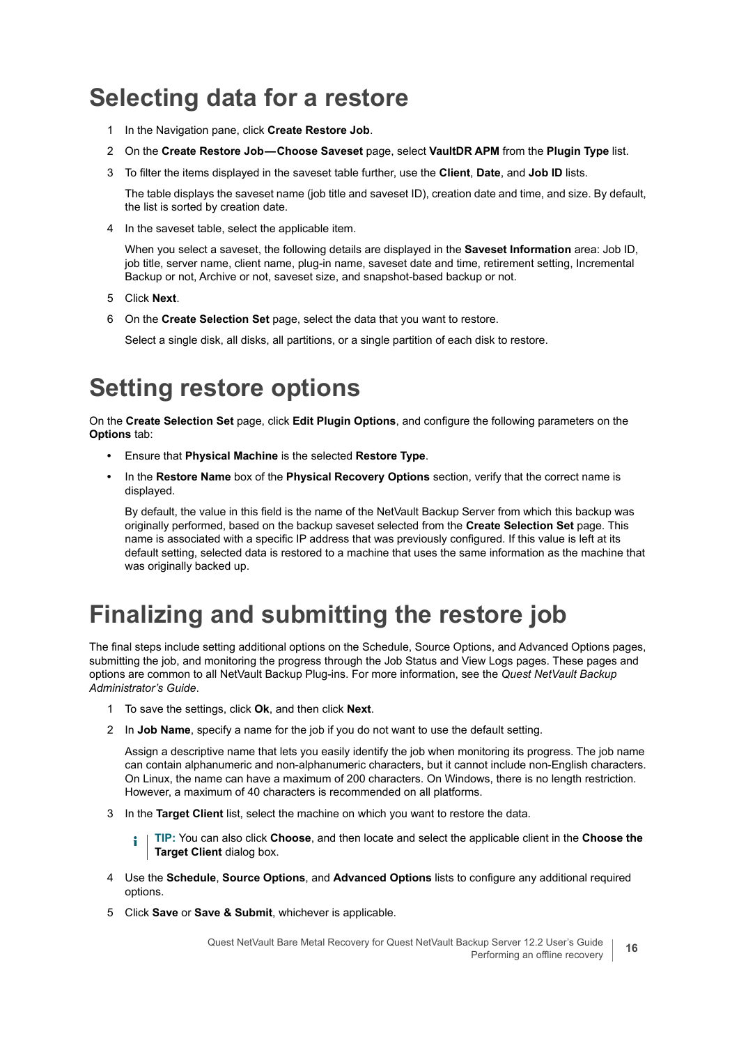# Selecting data for a restore

1. In the Navigation pane, click **Create Restore Job**.
2. On the **Create Restore Job—Choose Saveset** page, select **VaultDR APM** from the **Plugin Type** list.
3. To filter the items displayed in the saveset table further, use the **Client**, **Date**, and **Job ID** lists.

   The table displays the saveset name (job title and saveset ID), creation date and time, and size. By default, the list is sorted by creation date.
4. In the saveset table, select the applicable item.

   When you select a saveset, the following details are displayed in the **Saveset Information** area: Job ID, job title, server name, client name, plug-in name, saveset date and time, retirement setting, Incremental Backup or not, Archive or not, saveset size, and snapshot-based backup or not.
5. Click **Next**.
6. On the **Create Selection Set** page, select the data that you want to restore.

   Select a single disk, all disks, all partitions, or a single partition of each disk to restore.

# Setting restore options

On the **Create Selection Set** page, click **Edit Plugin Options**, and configure the following parameters on the **Options** tab:

- Ensure that **Physical Machine** is the selected **Restore Type**.
- In the **Restore Name** box of the **Physical Recovery Options** section, verify that the correct name is displayed.

  By default, the value in this field is the name of the NetVault Backup Server from which this backup was originally performed, based on the backup saveset selected from the **Create Selection Set** page. This name is associated with a specific IP address that was previously configured. If this value is left at its default setting, selected data is restored to a machine that uses the same information as the machine that was originally backed up.

# Finalizing and submitting the restore job

The final steps include setting additional options on the Schedule, Source Options, and Advanced Options pages, submitting the job, and monitoring the progress through the Job Status and View Logs pages. These pages and options are common to all NetVault Backup Plug-ins. For more information, see the *Quest NetVault Backup Administrator's Guide*.

1. To save the settings, click **Ok**, and then click **Next**.
2. In **Job Name**, specify a name for the job if you do not want to use the default setting.

   Assign a descriptive name that lets you easily identify the job when monitoring its progress. The job name can contain alphanumeric and non-alphanumeric characters, but it cannot include non-English characters. On Linux, the name can have a maximum of 200 characters. On Windows, there is no length restriction. However, a maximum of 40 characters is recommended on all platforms.
3. In the **Target Client** list, select the machine on which you want to restore the data.

   > **TIP:** You can also click **Choose**, and then locate and select the applicable client in the **Choose the Target Client** dialog box.
4. Use the **Schedule**, **Source Options**, and **Advanced Options** lists to configure any additional required options.
5. Click **Save** or **Save & Submit**, whichever is applicable.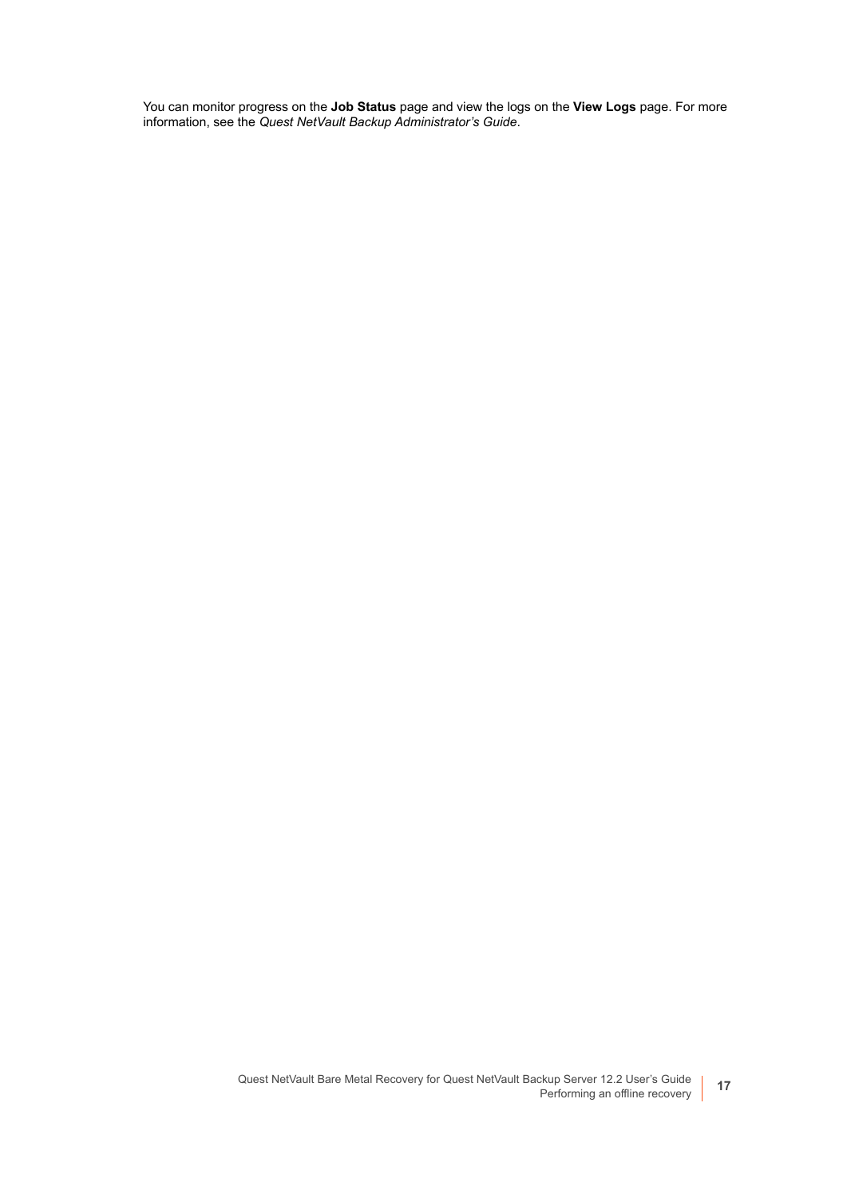You can monitor progress on the **Job Status** page and view the logs on the **View Logs** page. For more information, see the *Quest NetVault Backup Administrator's Guide*.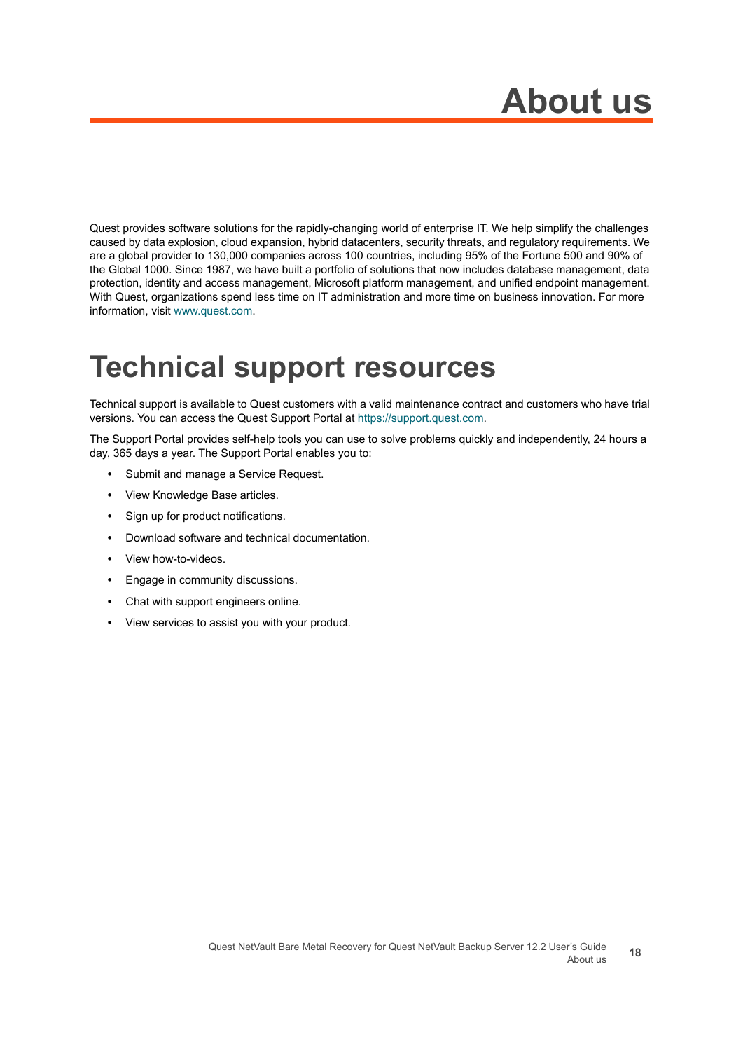# About us

Quest provides software solutions for the rapidly-changing world of enterprise IT. We help simplify the challenges caused by data explosion, cloud expansion, hybrid datacenters, security threats, and regulatory requirements. We are a global provider to 130,000 companies across 100 countries, including 95% of the Fortune 500 and 90% of the Global 1000. Since 1987, we have built a portfolio of solutions that now includes database management, data protection, identity and access management, Microsoft platform management, and unified endpoint management. With Quest, organizations spend less time on IT administration and more time on business innovation. For more information, visit www.quest.com.

# Technical support resources

Technical support is available to Quest customers with a valid maintenance contract and customers who have trial versions. You can access the Quest Support Portal at https://support.quest.com.

The Support Portal provides self-help tools you can use to solve problems quickly and independently, 24 hours a day, 365 days a year. The Support Portal enables you to:

- Submit and manage a Service Request.
- View Knowledge Base articles.
- Sign up for product notifications.
- Download software and technical documentation.
- View how-to-videos.
- Engage in community discussions.
- Chat with support engineers online.
- View services to assist you with your product.